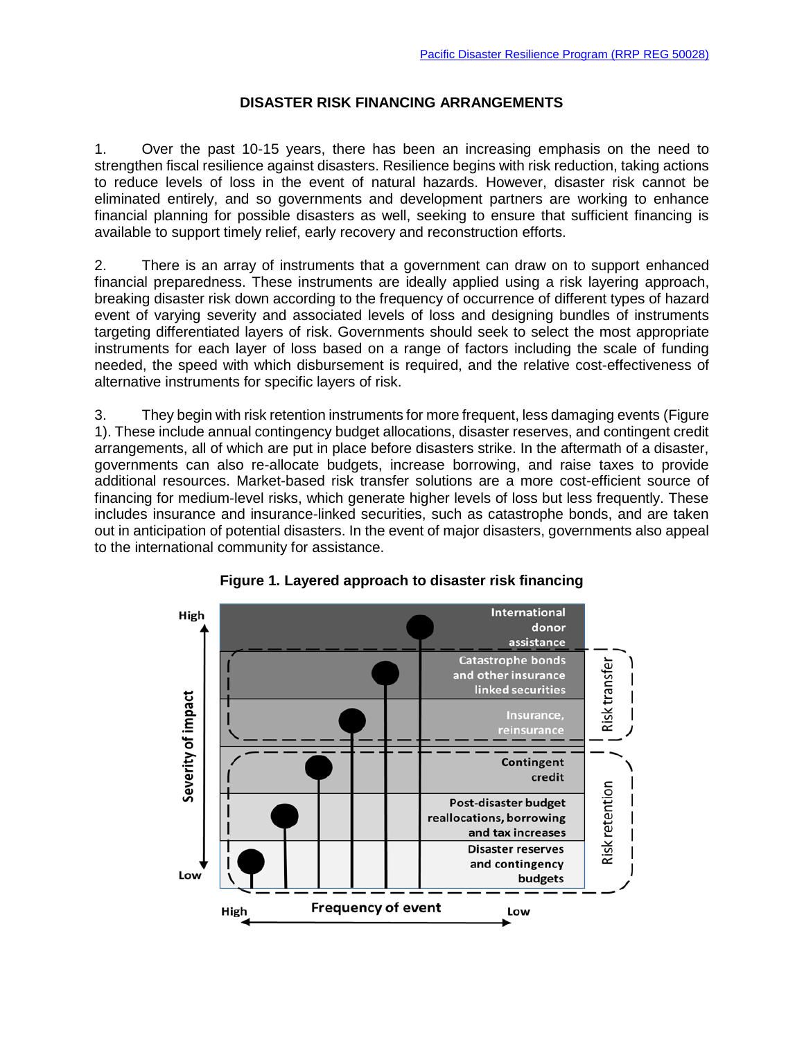# DISASTER RISK FINANCING ARRANGEMENTS

1. Over the past 10-15 years, there has been an increasing emphasis on the need to strengthen fiscal resilience against disasters. Resilience begins with risk reduction, taking actions to reduce levels of loss in the event of natural hazards. However, disaster risk cannot be eliminated entirely, and so governments and development partners are working to enhance financial planning for possible disasters as well, seeking to ensure that sufficient financing is available to support timely relief, early recovery and reconstruction efforts.

2. There is an array of instruments that a government can draw on to support enhanced financial preparedness. These instruments are ideally applied using a risk layering approach, breaking disaster risk down according to the frequency of occurrence of different types of hazard event of varying severity and associated levels of loss and designing bundles of instruments targeting differentiated layers of risk. Governments should seek to select the most appropriate instruments for each layer of loss based on a range of factors including the scale of funding needed, the speed with which disbursement is required, and the relative cost-effectiveness of alternative instruments for specific layers of risk.

3. They begin with risk retention instruments for more frequent, less damaging events (Figure 1). These include annual contingency budget allocations, disaster reserves, and contingent credit arrangements, all of which are put in place before disasters strike. In the aftermath of a disaster, governments can also re-allocate budgets, increase borrowing, and raise taxes to provide additional resources. Market-based risk transfer solutions are a more cost-efficient source of financing for medium-level risks, which generate higher levels of loss but less frequently. These includes insurance and insurance-linked securities, such as catastrophe bonds, and are taken out in anticipation of potential disasters. In the event of major disasters, governments also appeal to the international community for assistance.

**Figure 1. Layered approach to disaster risk financing**

| Severity of impact | Instrument | Category |
|---|---|---|
| High | International donor assistance | |
| | Catastrophe bonds and other insurance linked securities | Risk transfer |
| | Insurance, reinsurance | Risk transfer |
| | Contingent credit | Risk retention |
| | Post-disaster budget reallocations, borrowing and tax increases | Risk retention |
| Low | Disaster reserves and contingency budgets | Risk retention |

Frequency of event: High → Low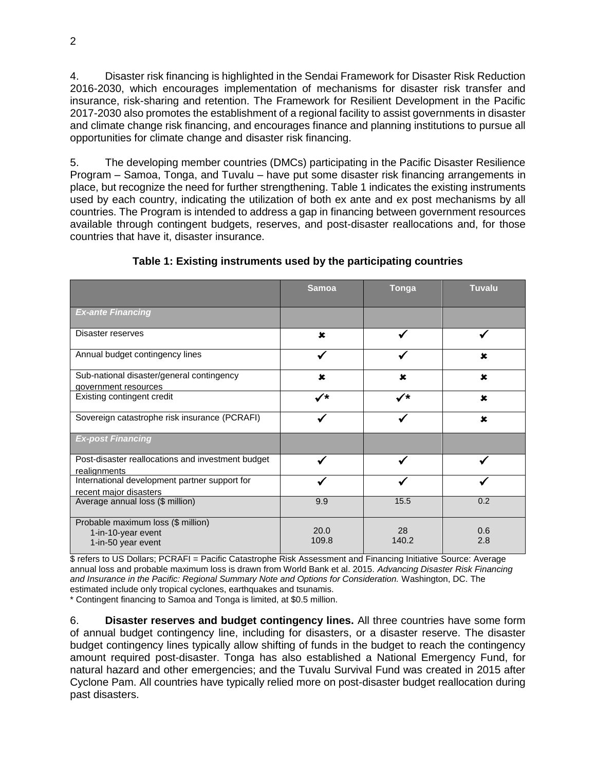4. Disaster risk financing is highlighted in the Sendai Framework for Disaster Risk Reduction 2016-2030, which encourages implementation of mechanisms for disaster risk transfer and insurance, risk-sharing and retention. The Framework for Resilient Development in the Pacific 2017-2030 also promotes the establishment of a regional facility to assist governments in disaster and climate change risk financing, and encourages finance and planning institutions to pursue all opportunities for climate change and disaster risk financing.

5. The developing member countries (DMCs) participating in the Pacific Disaster Resilience Program – Samoa, Tonga, and Tuvalu – have put some disaster risk financing arrangements in place, but recognize the need for further strengthening. Table 1 indicates the existing instruments used by each country, indicating the utilization of both ex ante and ex post mechanisms by all countries. The Program is intended to address a gap in financing between government resources available through contingent budgets, reserves, and post-disaster reallocations and, for those countries that have it, disaster insurance.

**Table 1: Existing instruments used by the participating countries**

| | Samoa | Tonga | Tuvalu |
|---|---|---|---|
| ***Ex-ante Financing*** | | | |
| Disaster reserves | ✘ | ✔ | ✔ |
| Annual budget contingency lines | ✔ | ✔ | ✘ |
| Sub-national disaster/general contingency government resources | ✘ | ✘ | ✘ |
| Existing contingent credit | ✔* | ✔* | ✘ |
| Sovereign catastrophe risk insurance (PCRAFI) | ✔ | ✔ | ✘ |
| ***Ex-post Financing*** | | | |
| Post-disaster reallocations and investment budget realignments | ✔ | ✔ | ✔ |
| International development partner support for recent major disasters | ✔ | ✔ | ✔ |
| Average annual loss ($ million) | 9.9 | 15.5 | 0.2 |
| Probable maximum loss ($ million)<br>1-in-10-year event<br>1-in-50 year event | <br>20.0<br>109.8 | <br>28<br>140.2 | <br>0.6<br>2.8 |

$ refers to US Dollars; PCRAFI = Pacific Catastrophe Risk Assessment and Financing Initiative Source: Average annual loss and probable maximum loss is drawn from World Bank et al. 2015. *Advancing Disaster Risk Financing and Insurance in the Pacific: Regional Summary Note and Options for Consideration.* Washington, DC. The estimated include only tropical cyclones, earthquakes and tsunamis.

* Contingent financing to Samoa and Tonga is limited, at $0.5 million.

6. **Disaster reserves and budget contingency lines.** All three countries have some form of annual budget contingency line, including for disasters, or a disaster reserve. The disaster budget contingency lines typically allow shifting of funds in the budget to reach the contingency amount required post-disaster. Tonga has also established a National Emergency Fund, for natural hazard and other emergencies; and the Tuvalu Survival Fund was created in 2015 after Cyclone Pam. All countries have typically relied more on post-disaster budget reallocation during past disasters.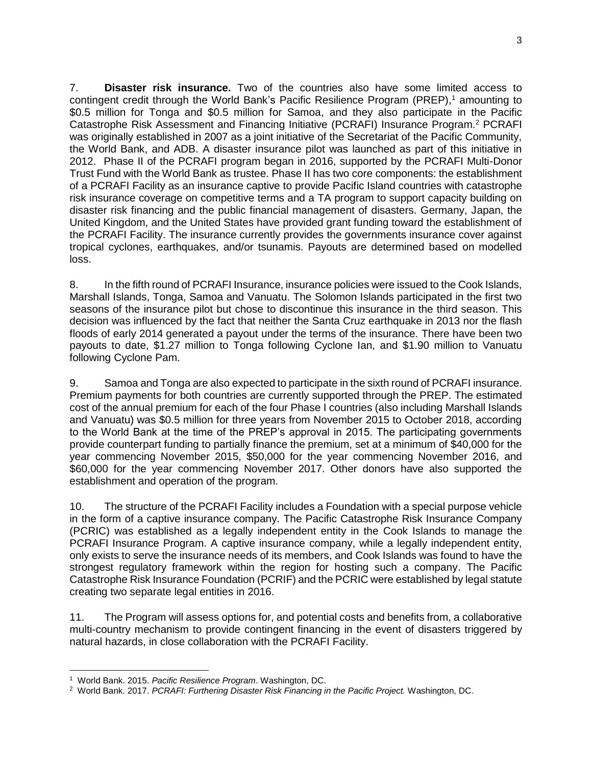7. **Disaster risk insurance.** Two of the countries also have some limited access to contingent credit through the World Bank's Pacific Resilience Program (PREP),[1] amounting to \$0.5 million for Tonga and \$0.5 million for Samoa, and they also participate in the Pacific Catastrophe Risk Assessment and Financing Initiative (PCRAFI) Insurance Program.[2] PCRAFI was originally established in 2007 as a joint initiative of the Secretariat of the Pacific Community, the World Bank, and ADB. A disaster insurance pilot was launched as part of this initiative in 2012. Phase II of the PCRAFI program began in 2016, supported by the PCRAFI Multi-Donor Trust Fund with the World Bank as trustee. Phase II has two core components: the establishment of a PCRAFI Facility as an insurance captive to provide Pacific Island countries with catastrophe risk insurance coverage on competitive terms and a TA program to support capacity building on disaster risk financing and the public financial management of disasters. Germany, Japan, the United Kingdom, and the United States have provided grant funding toward the establishment of the PCRAFI Facility. The insurance currently provides the governments insurance cover against tropical cyclones, earthquakes, and/or tsunamis. Payouts are determined based on modelled loss.

8. In the fifth round of PCRAFI Insurance, insurance policies were issued to the Cook Islands, Marshall Islands, Tonga, Samoa and Vanuatu. The Solomon Islands participated in the first two seasons of the insurance pilot but chose to discontinue this insurance in the third season. This decision was influenced by the fact that neither the Santa Cruz earthquake in 2013 nor the flash floods of early 2014 generated a payout under the terms of the insurance. There have been two payouts to date, \$1.27 million to Tonga following Cyclone Ian, and \$1.90 million to Vanuatu following Cyclone Pam.

9. Samoa and Tonga are also expected to participate in the sixth round of PCRAFI insurance. Premium payments for both countries are currently supported through the PREP. The estimated cost of the annual premium for each of the four Phase I countries (also including Marshall Islands and Vanuatu) was \$0.5 million for three years from November 2015 to October 2018, according to the World Bank at the time of the PREP's approval in 2015. The participating governments provide counterpart funding to partially finance the premium, set at a minimum of \$40,000 for the year commencing November 2015, \$50,000 for the year commencing November 2016, and \$60,000 for the year commencing November 2017. Other donors have also supported the establishment and operation of the program.

10. The structure of the PCRAFI Facility includes a Foundation with a special purpose vehicle in the form of a captive insurance company. The Pacific Catastrophe Risk Insurance Company (PCRIC) was established as a legally independent entity in the Cook Islands to manage the PCRAFI Insurance Program. A captive insurance company, while a legally independent entity, only exists to serve the insurance needs of its members, and Cook Islands was found to have the strongest regulatory framework within the region for hosting such a company. The Pacific Catastrophe Risk Insurance Foundation (PCRIF) and the PCRIC were established by legal statute creating two separate legal entities in 2016.

11. The Program will assess options for, and potential costs and benefits from, a collaborative multi-country mechanism to provide contingent financing in the event of disasters triggered by natural hazards, in close collaboration with the PCRAFI Facility.

[1] World Bank. 2015. *Pacific Resilience Program*. Washington, DC.

[2] World Bank. 2017. *PCRAFI: Furthering Disaster Risk Financing in the Pacific Project.* Washington, DC.